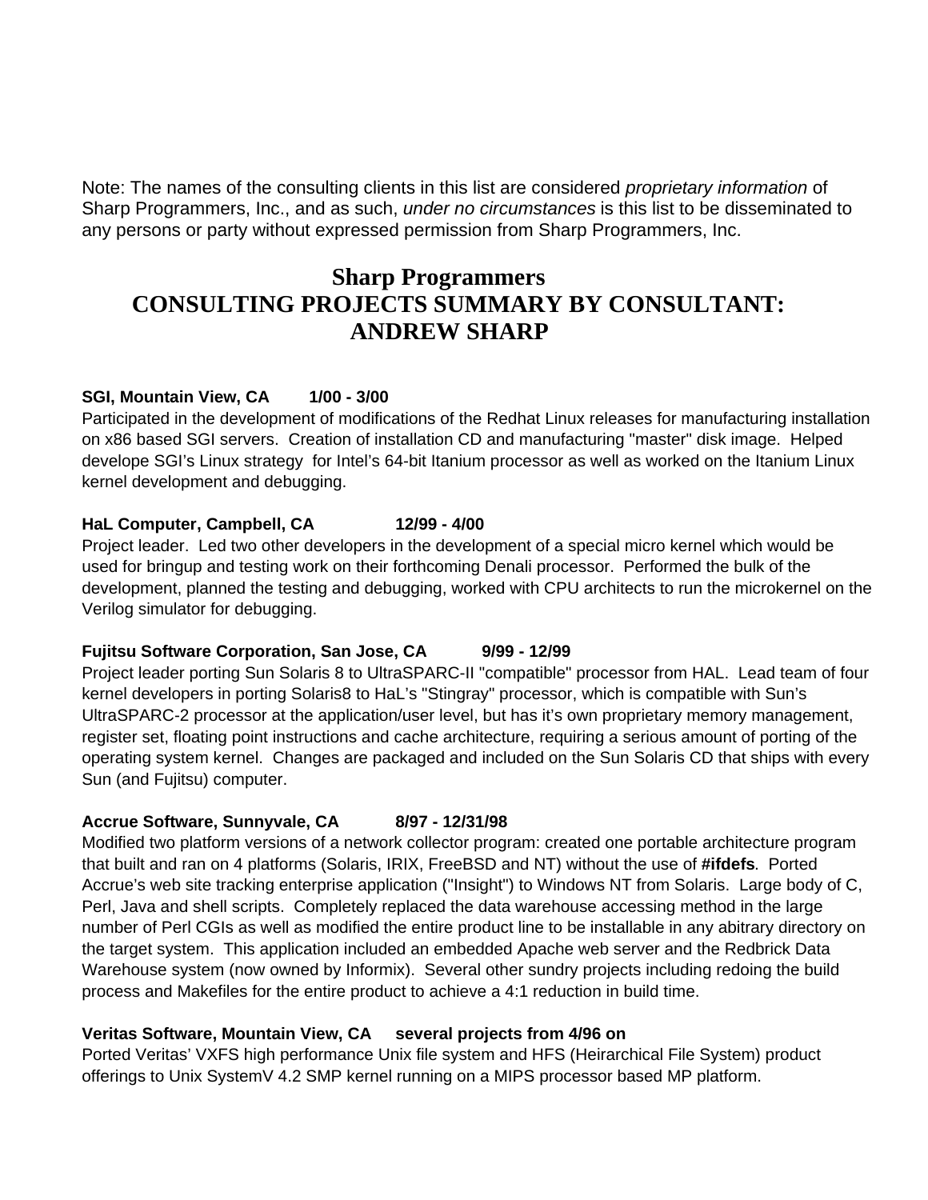Note: The names of the consulting clients in this list are considered *proprietary information* of Sharp Programmers, Inc., and as such, *under no circumstances* is this list to be disseminated to any persons or party without expressed permission from Sharp Programmers, Inc.

# Sharp Programmers
# CONSULTING PROJECTS SUMMARY BY CONSULTANT: ANDREW SHARP

**SGI, Mountain View, CA 1/00 - 3/00**

Participated in the development of modifications of the Redhat Linux releases for manufacturing installation on x86 based SGI servers. Creation of installation CD and manufacturing "master" disk image. Helped develope SGI's Linux strategy for Intel's 64-bit Itanium processor as well as worked on the Itanium Linux kernel development and debugging.

**HaL Computer, Campbell, CA 12/99 - 4/00**

Project leader. Led two other developers in the development of a special micro kernel which would be used for bringup and testing work on their forthcoming Denali processor. Performed the bulk of the development, planned the testing and debugging, worked with CPU architects to run the microkernel on the Verilog simulator for debugging.

**Fujitsu Software Corporation, San Jose, CA 9/99 - 12/99**

Project leader porting Sun Solaris 8 to UltraSPARC-II "compatible" processor from HAL. Lead team of four kernel developers in porting Solaris8 to HaL's "Stingray" processor, which is compatible with Sun's UltraSPARC-2 processor at the application/user level, but has it's own proprietary memory management, register set, floating point instructions and cache architecture, requiring a serious amount of porting of the operating system kernel. Changes are packaged and included on the Sun Solaris CD that ships with every Sun (and Fujitsu) computer.

**Accrue Software, Sunnyvale, CA 8/97 - 12/31/98**

Modified two platform versions of a network collector program: created one portable architecture program that built and ran on 4 platforms (Solaris, IRIX, FreeBSD and NT) without the use of **#ifdefs**. Ported Accrue's web site tracking enterprise application ("Insight") to Windows NT from Solaris. Large body of C, Perl, Java and shell scripts. Completely replaced the data warehouse accessing method in the large number of Perl CGIs as well as modified the entire product line to be installable in any abitrary directory on the target system. This application included an embedded Apache web server and the Redbrick Data Warehouse system (now owned by Informix). Several other sundry projects including redoing the build process and Makefiles for the entire product to achieve a 4:1 reduction in build time.

**Veritas Software, Mountain View, CA several projects from 4/96 on**

Ported Veritas' VXFS high performance Unix file system and HFS (Heirarchical File System) product offerings to Unix SystemV 4.2 SMP kernel running on a MIPS processor based MP platform.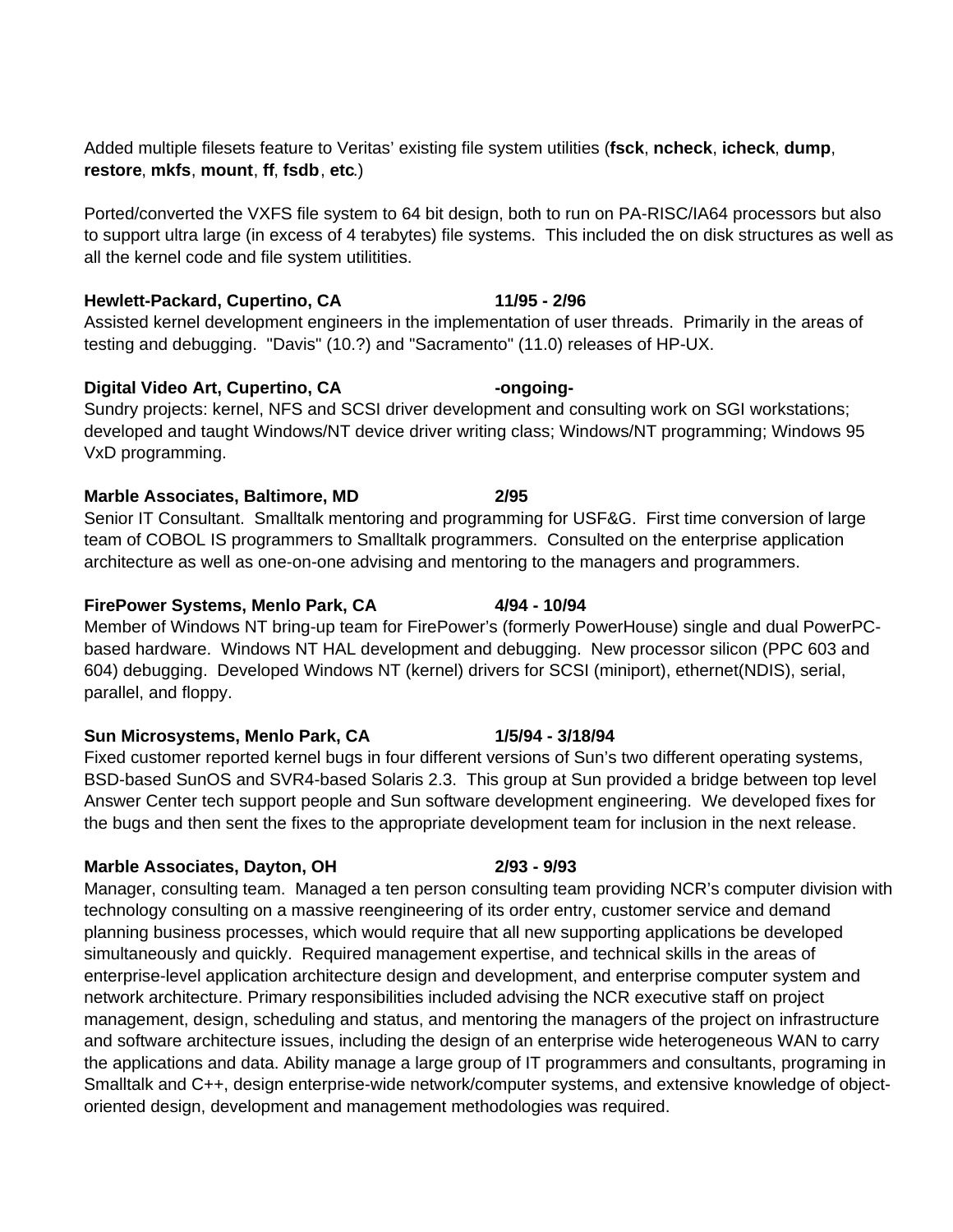Added multiple filesets feature to Veritas' existing file system utilities (**fsck**, **ncheck**, **icheck**, **dump**, **restore**, **mkfs**, **mount**, **ff**, **fsdb**, **etc**.)

Ported/converted the VXFS file system to 64 bit design, both to run on PA-RISC/IA64 processors but also to support ultra large (in excess of 4 terabytes) file systems. This included the on disk structures as well as all the kernel code and file system utilitities.

**Hewlett-Packard, Cupertino, CA 11/95 - 2/96**
Assisted kernel development engineers in the implementation of user threads. Primarily in the areas of testing and debugging. "Davis" (10.?) and "Sacramento" (11.0) releases of HP-UX.

**Digital Video Art, Cupertino, CA -ongoing-**
Sundry projects: kernel, NFS and SCSI driver development and consulting work on SGI workstations; developed and taught Windows/NT device driver writing class; Windows/NT programming; Windows 95 VxD programming.

**Marble Associates, Baltimore, MD 2/95**
Senior IT Consultant. Smalltalk mentoring and programming for USF&G. First time conversion of large team of COBOL IS programmers to Smalltalk programmers. Consulted on the enterprise application architecture as well as one-on-one advising and mentoring to the managers and programmers.

**FirePower Systems, Menlo Park, CA 4/94 - 10/94**
Member of Windows NT bring-up team for FirePower's (formerly PowerHouse) single and dual PowerPC-based hardware. Windows NT HAL development and debugging. New processor silicon (PPC 603 and 604) debugging. Developed Windows NT (kernel) drivers for SCSI (miniport), ethernet(NDIS), serial, parallel, and floppy.

**Sun Microsystems, Menlo Park, CA 1/5/94 - 3/18/94**
Fixed customer reported kernel bugs in four different versions of Sun's two different operating systems, BSD-based SunOS and SVR4-based Solaris 2.3. This group at Sun provided a bridge between top level Answer Center tech support people and Sun software development engineering. We developed fixes for the bugs and then sent the fixes to the appropriate development team for inclusion in the next release.

**Marble Associates, Dayton, OH 2/93 - 9/93**
Manager, consulting team. Managed a ten person consulting team providing NCR's computer division with technology consulting on a massive reengineering of its order entry, customer service and demand planning business processes, which would require that all new supporting applications be developed simultaneously and quickly. Required management expertise, and technical skills in the areas of enterprise-level application architecture design and development, and enterprise computer system and network architecture. Primary responsibilities included advising the NCR executive staff on project management, design, scheduling and status, and mentoring the managers of the project on infrastructure and software architecture issues, including the design of an enterprise wide heterogeneous WAN to carry the applications and data. Ability manage a large group of IT programmers and consultants, programing in Smalltalk and C++, design enterprise-wide network/computer systems, and extensive knowledge of object-oriented design, development and management methodologies was required.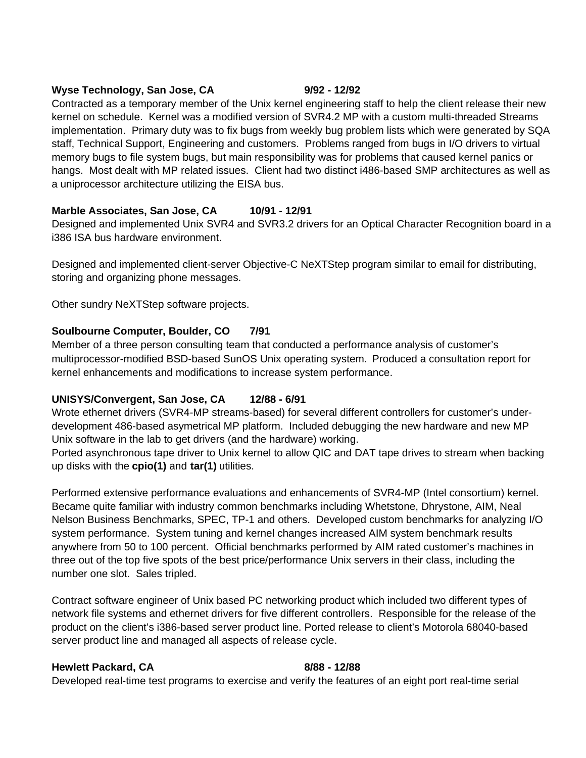**Wyse Technology, San Jose, CA 9/92 - 12/92**

Contracted as a temporary member of the Unix kernel engineering staff to help the client release their new kernel on schedule. Kernel was a modified version of SVR4.2 MP with a custom multi-threaded Streams implementation. Primary duty was to fix bugs from weekly bug problem lists which were generated by SQA staff, Technical Support, Engineering and customers. Problems ranged from bugs in I/O drivers to virtual memory bugs to file system bugs, but main responsibility was for problems that caused kernel panics or hangs. Most dealt with MP related issues. Client had two distinct i486-based SMP architectures as well as a uniprocessor architecture utilizing the EISA bus.

**Marble Associates, San Jose, CA 10/91 - 12/91**

Designed and implemented Unix SVR4 and SVR3.2 drivers for an Optical Character Recognition board in a i386 ISA bus hardware environment.

Designed and implemented client-server Objective-C NeXTStep program similar to email for distributing, storing and organizing phone messages.

Other sundry NeXTStep software projects.

**Soulbourne Computer, Boulder, CO 7/91**

Member of a three person consulting team that conducted a performance analysis of customer's multiprocessor-modified BSD-based SunOS Unix operating system. Produced a consultation report for kernel enhancements and modifications to increase system performance.

**UNISYS/Convergent, San Jose, CA 12/88 - 6/91**

Wrote ethernet drivers (SVR4-MP streams-based) for several different controllers for customer's under-development 486-based asymetrical MP platform. Included debugging the new hardware and new MP Unix software in the lab to get drivers (and the hardware) working.
Ported asynchronous tape driver to Unix kernel to allow QIC and DAT tape drives to stream when backing up disks with the **cpio(1)** and **tar(1)** utilities.

Performed extensive performance evaluations and enhancements of SVR4-MP (Intel consortium) kernel. Became quite familiar with industry common benchmarks including Whetstone, Dhrystone, AIM, Neal Nelson Business Benchmarks, SPEC, TP-1 and others. Developed custom benchmarks for analyzing I/O system performance. System tuning and kernel changes increased AIM system benchmark results anywhere from 50 to 100 percent. Official benchmarks performed by AIM rated customer's machines in three out of the top five spots of the best price/performance Unix servers in their class, including the number one slot. Sales tripled.

Contract software engineer of Unix based PC networking product which included two different types of network file systems and ethernet drivers for five different controllers. Responsible for the release of the product on the client's i386-based server product line. Ported release to client's Motorola 68040-based server product line and managed all aspects of release cycle.

**Hewlett Packard, CA 8/88 - 12/88**

Developed real-time test programs to exercise and verify the features of an eight port real-time serial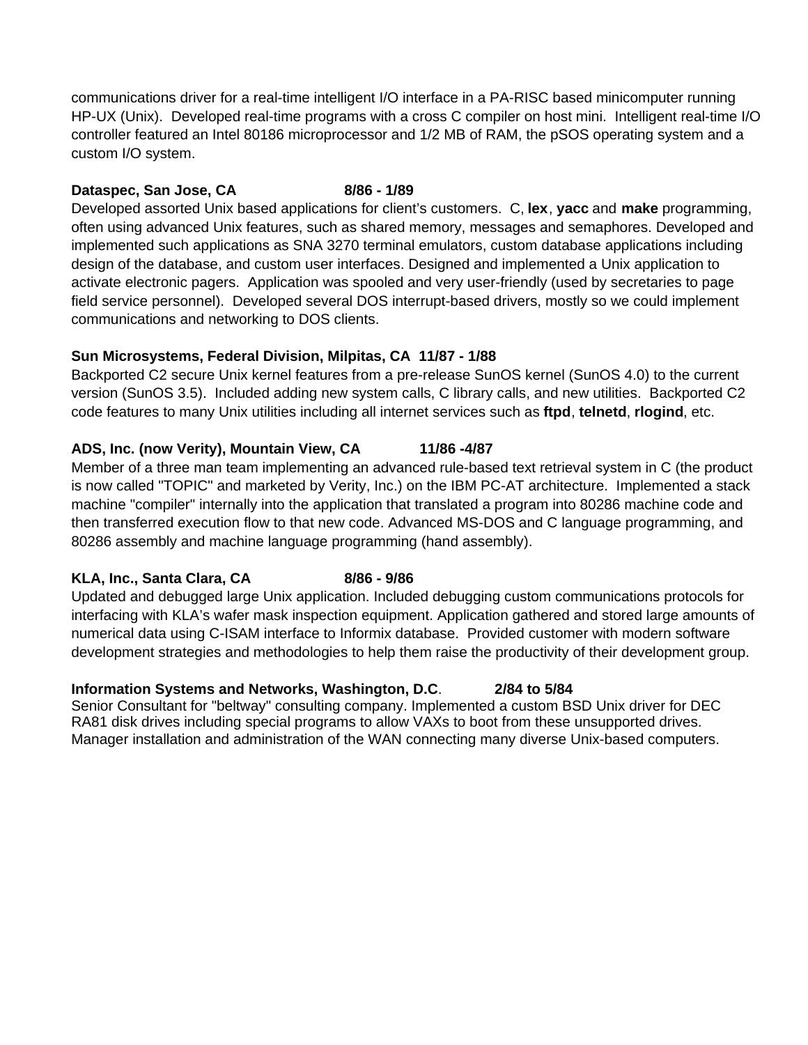communications driver for a real-time intelligent I/O interface in a PA-RISC based minicomputer running HP-UX (Unix). Developed real-time programs with a cross C compiler on host mini. Intelligent real-time I/O controller featured an Intel 80186 microprocessor and 1/2 MB of RAM, the pSOS operating system and a custom I/O system.

**Dataspec, San Jose, CA 8/86 - 1/89**
Developed assorted Unix based applications for client's customers. C, **lex**, **yacc** and **make** programming, often using advanced Unix features, such as shared memory, messages and semaphores. Developed and implemented such applications as SNA 3270 terminal emulators, custom database applications including design of the database, and custom user interfaces. Designed and implemented a Unix application to activate electronic pagers. Application was spooled and very user-friendly (used by secretaries to page field service personnel). Developed several DOS interrupt-based drivers, mostly so we could implement communications and networking to DOS clients.

**Sun Microsystems, Federal Division, Milpitas, CA 11/87 - 1/88**
Backported C2 secure Unix kernel features from a pre-release SunOS kernel (SunOS 4.0) to the current version (SunOS 3.5). Included adding new system calls, C library calls, and new utilities. Backported C2 code features to many Unix utilities including all internet services such as **ftpd**, **telnetd**, **rlogind**, etc.

**ADS, Inc. (now Verity), Mountain View, CA 11/86 -4/87**
Member of a three man team implementing an advanced rule-based text retrieval system in C (the product is now called "TOPIC" and marketed by Verity, Inc.) on the IBM PC-AT architecture. Implemented a stack machine "compiler" internally into the application that translated a program into 80286 machine code and then transferred execution flow to that new code. Advanced MS-DOS and C language programming, and 80286 assembly and machine language programming (hand assembly).

**KLA, Inc., Santa Clara, CA 8/86 - 9/86**
Updated and debugged large Unix application. Included debugging custom communications protocols for interfacing with KLA's wafer mask inspection equipment. Application gathered and stored large amounts of numerical data using C-ISAM interface to Informix database. Provided customer with modern software development strategies and methodologies to help them raise the productivity of their development group.

**Information Systems and Networks, Washington, D.C. 2/84 to 5/84**
Senior Consultant for "beltway" consulting company. Implemented a custom BSD Unix driver for DEC RA81 disk drives including special programs to allow VAXs to boot from these unsupported drives. Manager installation and administration of the WAN connecting many diverse Unix-based computers.